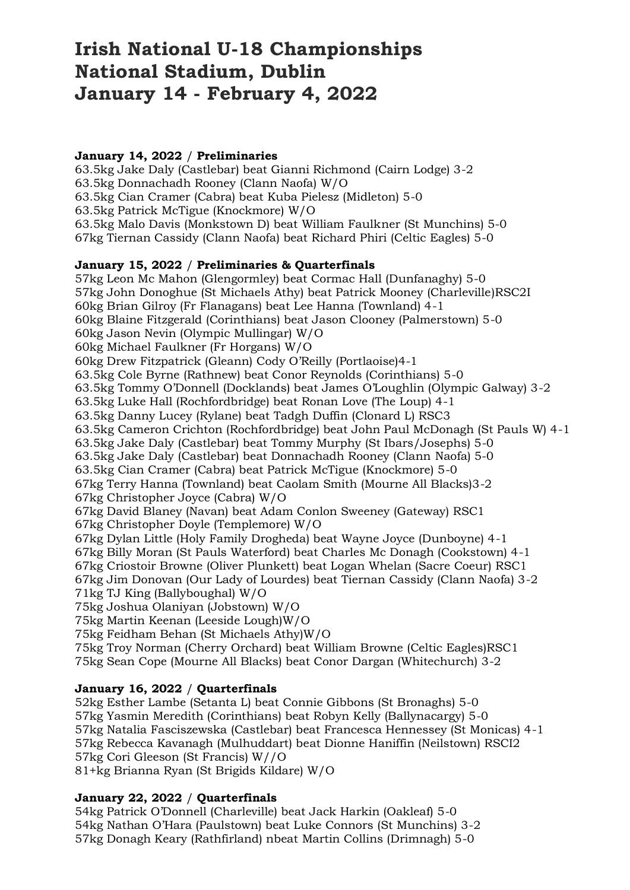# Irish National U-18 Championships
# National Stadium, Dublin
# January 14 - February 4, 2022

**January 14, 2022 / Preliminaries**

63.5kg Jake Daly (Castlebar) beat Gianni Richmond (Cairn Lodge) 3-2
63.5kg Donnachadh Rooney (Clann Naofa) W/O
63.5kg Cian Cramer (Cabra) beat Kuba Pielesz (Midleton) 5-0
63.5kg Patrick McTigue (Knockmore) W/O
63.5kg Malo Davis (Monkstown D) beat William Faulkner (St Munchins) 5-0
67kg Tiernan Cassidy (Clann Naofa) beat Richard Phiri (Celtic Eagles) 5-0

**January 15, 2022 / Preliminaries & Quarterfinals**

57kg Leon Mc Mahon (Glengormley) beat Cormac Hall (Dunfanaghy) 5-0
57kg John Donoghue (St Michaels Athy) beat Patrick Mooney (Charleville)RSC2I
60kg Brian Gilroy (Fr Flanagans) beat Lee Hanna (Townland) 4-1
60kg Blaine Fitzgerald (Corinthians) beat Jason Clooney (Palmerstown) 5-0
60kg Jason Nevin (Olympic Mullingar) W/O
60kg Michael Faulkner (Fr Horgans) W/O
60kg Drew Fitzpatrick (Gleann) Cody O'Reilly (Portlaoise)4-1
63.5kg Cole Byrne (Rathnew) beat Conor Reynolds (Corinthians) 5-0
63.5kg Tommy O'Donnell (Docklands) beat James O'Loughlin (Olympic Galway) 3-2
63.5kg Luke Hall (Rochfordbridge) beat Ronan Love (The Loup) 4-1
63.5kg Danny Lucey (Rylane) beat Tadgh Duffin (Clonard L) RSC3
63.5kg Cameron Crichton (Rochfordbridge) beat John Paul McDonagh (St Pauls W) 4-1
63.5kg Jake Daly (Castlebar) beat Tommy Murphy (St Ibars/Josephs) 5-0
63.5kg Jake Daly (Castlebar) beat Donnachadh Rooney (Clann Naofa) 5-0
63.5kg Cian Cramer (Cabra) beat Patrick McTigue (Knockmore) 5-0
67kg Terry Hanna (Townland) beat Caolam Smith (Mourne All Blacks)3-2
67kg Christopher Joyce (Cabra) W/O
67kg David Blaney (Navan) beat Adam Conlon Sweeney (Gateway) RSC1
67kg Christopher Doyle (Templemore) W/O
67kg Dylan Little (Holy Family Drogheda) beat Wayne Joyce (Dunboyne) 4-1
67kg Billy Moran (St Pauls Waterford) beat Charles Mc Donagh (Cookstown) 4-1
67kg Criostoir Browne (Oliver Plunkett) beat Logan Whelan (Sacre Coeur) RSC1
67kg Jim Donovan (Our Lady of Lourdes) beat Tiernan Cassidy (Clann Naofa) 3-2
71kg TJ King (Ballyboughal) W/O
75kg Joshua Olaniyan (Jobstown) W/O
75kg Martin Keenan (Leeside Lough)W/O
75kg Feidham Behan (St Michaels Athy)W/O
75kg Troy Norman (Cherry Orchard) beat William Browne (Celtic Eagles)RSC1
75kg Sean Cope (Mourne All Blacks) beat Conor Dargan (Whitechurch) 3-2

**January 16, 2022 / Quarterfinals**

52kg Esther Lambe (Setanta L) beat Connie Gibbons (St Bronaghs) 5-0
57kg Yasmin Meredith (Corinthians) beat Robyn Kelly (Ballynacargy) 5-0
57kg Natalia Fasciszewska (Castlebar) beat Francesca Hennessey (St Monicas) 4-1
57kg Rebecca Kavanagh (Mulhuddart) beat Dionne Haniffin (Neilstown) RSCI2
57kg Cori Gleeson (St Francis) W//O
81+kg Brianna Ryan (St Brigids Kildare) W/O

**January 22, 2022 / Quarterfinals**

54kg Patrick O'Donnell (Charleville) beat Jack Harkin (Oakleaf) 5-0
54kg Nathan O'Hara (Paulstown) beat Luke Connors (St Munchins) 3-2
57kg Donagh Keary (Rathfirland) nbeat Martin Collins (Drimnagh) 5-0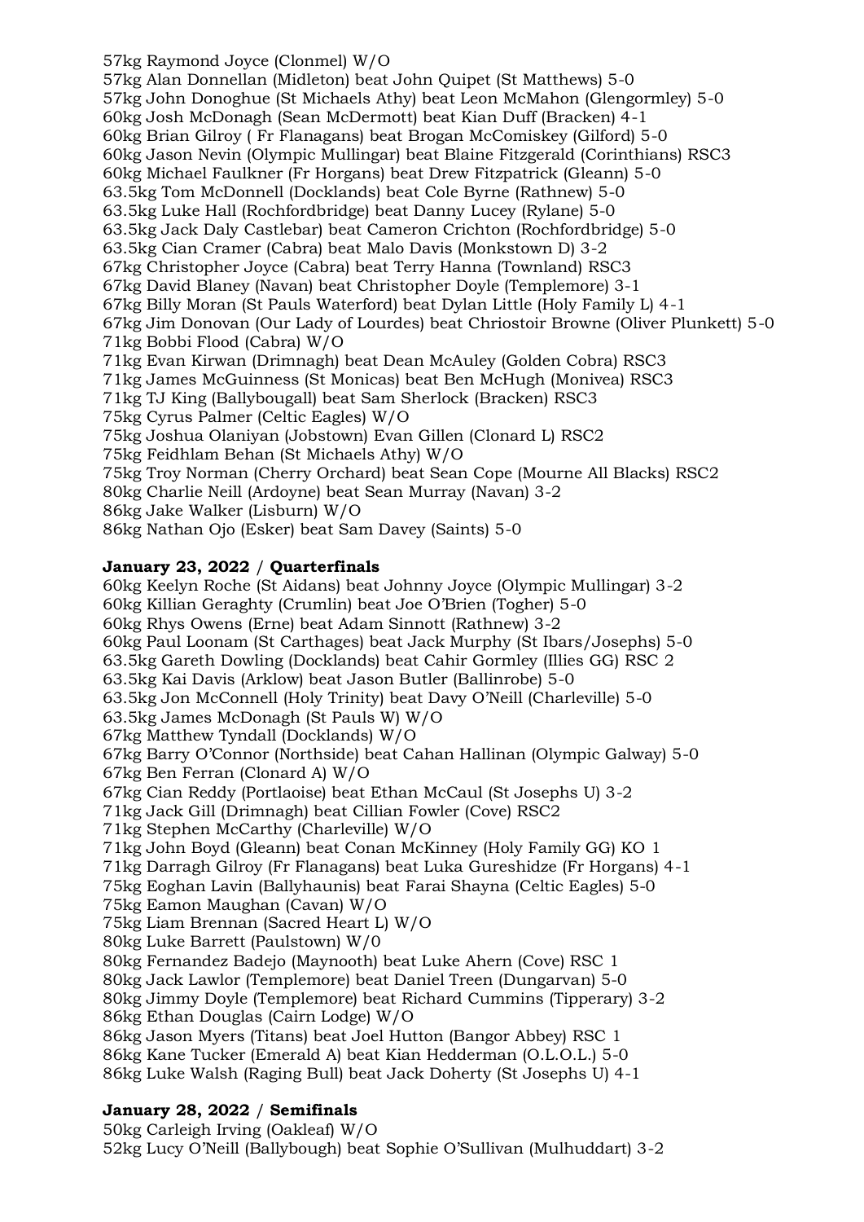57kg Raymond Joyce (Clonmel) W/O
57kg Alan Donnellan (Midleton) beat John Quipet (St Matthews) 5-0
57kg John Donoghue (St Michaels Athy) beat Leon McMahon (Glengormley) 5-0
60kg Josh McDonagh (Sean McDermott) beat Kian Duff (Bracken) 4-1
60kg Brian Gilroy ( Fr Flanagans) beat Brogan McComiskey (Gilford) 5-0
60kg Jason Nevin (Olympic Mullingar) beat Blaine Fitzgerald (Corinthians) RSC3
60kg Michael Faulkner (Fr Horgans) beat Drew Fitzpatrick (Gleann) 5-0
63.5kg Tom McDonnell (Docklands) beat Cole Byrne (Rathnew) 5-0
63.5kg Luke Hall (Rochfordbridge) beat Danny Lucey (Rylane) 5-0
63.5kg Jack Daly Castlebar) beat Cameron Crichton (Rochfordbridge) 5-0
63.5kg Cian Cramer (Cabra) beat Malo Davis (Monkstown D) 3-2
67kg Christopher Joyce (Cabra) beat Terry Hanna (Townland) RSC3
67kg David Blaney (Navan) beat Christopher Doyle (Templemore) 3-1
67kg Billy Moran (St Pauls Waterford) beat Dylan Little (Holy Family L) 4-1
67kg Jim Donovan (Our Lady of Lourdes) beat Chriostoir Browne (Oliver Plunkett) 5-0
71kg Bobbi Flood (Cabra) W/O
71kg Evan Kirwan (Drimnagh) beat Dean McAuley (Golden Cobra) RSC3
71kg James McGuinness (St Monicas) beat Ben McHugh (Monivea) RSC3
71kg TJ King (Ballybougall) beat Sam Sherlock (Bracken) RSC3
75kg Cyrus Palmer (Celtic Eagles) W/O
75kg Joshua Olaniyan (Jobstown) Evan Gillen (Clonard L) RSC2
75kg Feidhlam Behan (St Michaels Athy) W/O
75kg Troy Norman (Cherry Orchard) beat Sean Cope (Mourne All Blacks) RSC2
80kg Charlie Neill (Ardoyne) beat Sean Murray (Navan) 3-2
86kg Jake Walker (Lisburn) W/O
86kg Nathan Ojo (Esker) beat Sam Davey (Saints) 5-0

**January 23, 2022 / Quarterfinals**

60kg Keelyn Roche (St Aidans) beat Johnny Joyce (Olympic Mullingar) 3-2
60kg Killian Geraghty (Crumlin) beat Joe O'Brien (Togher) 5-0
60kg Rhys Owens (Erne) beat Adam Sinnott (Rathnew) 3-2
60kg Paul Loonam (St Carthages) beat Jack Murphy (St Ibars/Josephs) 5-0
63.5kg Gareth Dowling (Docklands) beat Cahir Gormley (Illies GG) RSC 2
63.5kg Kai Davis (Arklow) beat Jason Butler (Ballinrobe) 5-0
63.5kg Jon McConnell (Holy Trinity) beat Davy O'Neill (Charleville) 5-0
63.5kg James McDonagh (St Pauls W) W/O
67kg Matthew Tyndall (Docklands) W/O
67kg Barry O'Connor (Northside) beat Cahan Hallinan (Olympic Galway) 5-0
67kg Ben Ferran (Clonard A) W/O
67kg Cian Reddy (Portlaoise) beat Ethan McCaul (St Josephs U) 3-2
71kg Jack Gill (Drimnagh) beat Cillian Fowler (Cove) RSC2
71kg Stephen McCarthy (Charleville) W/O
71kg John Boyd (Gleann) beat Conan McKinney (Holy Family GG) KO 1
71kg Darragh Gilroy (Fr Flanagans) beat Luka Gureshidze (Fr Horgans) 4-1
75kg Eoghan Lavin (Ballyhaunis) beat Farai Shayna (Celtic Eagles) 5-0
75kg Eamon Maughan (Cavan) W/O
75kg Liam Brennan (Sacred Heart L) W/O
80kg Luke Barrett (Paulstown) W/0
80kg Fernandez Badejo (Maynooth) beat Luke Ahern (Cove) RSC 1
80kg Jack Lawlor (Templemore) beat Daniel Treen (Dungarvan) 5-0
80kg Jimmy Doyle (Templemore) beat Richard Cummins (Tipperary) 3-2
86kg Ethan Douglas (Cairn Lodge) W/O
86kg Jason Myers (Titans) beat Joel Hutton (Bangor Abbey) RSC 1
86kg Kane Tucker (Emerald A) beat Kian Hedderman (O.L.O.L.) 5-0
86kg Luke Walsh (Raging Bull) beat Jack Doherty (St Josephs U) 4-1

**January 28, 2022 / Semifinals**

50kg Carleigh Irving (Oakleaf) W/O
52kg Lucy O'Neill (Ballybough) beat Sophie O'Sullivan (Mulhuddart) 3-2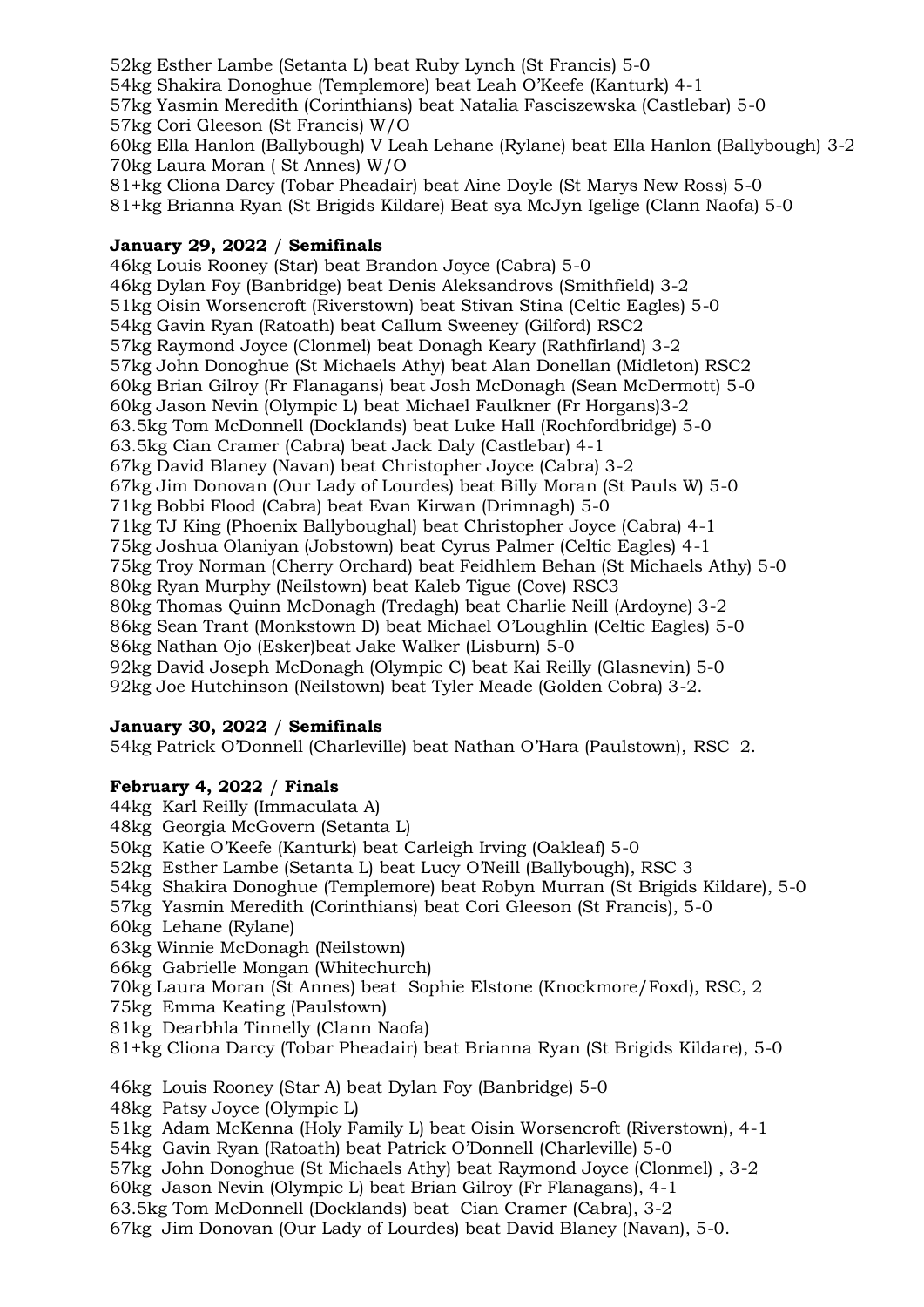52kg Esther Lambe (Setanta L) beat Ruby Lynch (St Francis) 5-0
54kg Shakira Donoghue (Templemore) beat Leah O'Keefe (Kanturk) 4-1
57kg Yasmin Meredith (Corinthians) beat Natalia Fasciszewska (Castlebar) 5-0
57kg Cori Gleeson (St Francis) W/O
60kg Ella Hanlon (Ballybough) V Leah Lehane (Rylane) beat Ella Hanlon (Ballybough) 3-2
70kg Laura Moran ( St Annes) W/O
81+kg Cliona Darcy (Tobar Pheadair) beat Aine Doyle (St Marys New Ross) 5-0
81+kg Brianna Ryan (St Brigids Kildare) Beat sya McJyn Igelige (Clann Naofa) 5-0

**January 29, 2022** / **Semifinals**

46kg Louis Rooney (Star) beat Brandon Joyce (Cabra) 5-0
46kg Dylan Foy (Banbridge) beat Denis Aleksandrovs (Smithfield) 3-2
51kg Oisin Worsencroft (Riverstown) beat Stivan Stina (Celtic Eagles) 5-0
54kg Gavin Ryan (Ratoath) beat Callum Sweeney (Gilford) RSC2
57kg Raymond Joyce (Clonmel) beat Donagh Keary (Rathfirland) 3-2
57kg John Donoghue (St Michaels Athy) beat Alan Donellan (Midleton) RSC2
60kg Brian Gilroy (Fr Flanagans) beat Josh McDonagh (Sean McDermott) 5-0
60kg Jason Nevin (Olympic L) beat Michael Faulkner (Fr Horgans)3-2
63.5kg Tom McDonnell (Docklands) beat Luke Hall (Rochfordbridge) 5-0
63.5kg Cian Cramer (Cabra) beat Jack Daly (Castlebar) 4-1
67kg David Blaney (Navan) beat Christopher Joyce (Cabra) 3-2
67kg Jim Donovan (Our Lady of Lourdes) beat Billy Moran (St Pauls W) 5-0
71kg Bobbi Flood (Cabra) beat Evan Kirwan (Drimnagh) 5-0
71kg TJ King (Phoenix Ballyboughal) beat Christopher Joyce (Cabra) 4-1
75kg Joshua Olaniyan (Jobstown) beat Cyrus Palmer (Celtic Eagles) 4-1
75kg Troy Norman (Cherry Orchard) beat Feidhlem Behan (St Michaels Athy) 5-0
80kg Ryan Murphy (Neilstown) beat Kaleb Tigue (Cove) RSC3
80kg Thomas Quinn McDonagh (Tredagh) beat Charlie Neill (Ardoyne) 3-2
86kg Sean Trant (Monkstown D) beat Michael O'Loughlin (Celtic Eagles) 5-0
86kg Nathan Ojo (Esker)beat Jake Walker (Lisburn) 5-0
92kg David Joseph McDonagh (Olympic C) beat Kai Reilly (Glasnevin) 5-0
92kg Joe Hutchinson (Neilstown) beat Tyler Meade (Golden Cobra) 3-2.

**January 30, 2022** / **Semifinals**

54kg Patrick O'Donnell (Charleville) beat Nathan O'Hara (Paulstown), RSC 2.

**February 4, 2022** / **Finals**

44kg Karl Reilly (Immaculata A)
48kg Georgia McGovern (Setanta L)
50kg Katie O'Keefe (Kanturk) beat Carleigh Irving (Oakleaf) 5-0
52kg Esther Lambe (Setanta L) beat Lucy O'Neill (Ballybough), RSC 3
54kg Shakira Donoghue (Templemore) beat Robyn Murran (St Brigids Kildare), 5-0
57kg Yasmin Meredith (Corinthians) beat Cori Gleeson (St Francis), 5-0
60kg Lehane (Rylane)
63kg Winnie McDonagh (Neilstown)
66kg Gabrielle Mongan (Whitechurch)
70kg Laura Moran (St Annes) beat Sophie Elstone (Knockmore/Foxd), RSC, 2
75kg Emma Keating (Paulstown)
81kg Dearbhla Tinnelly (Clann Naofa)
81+kg Cliona Darcy (Tobar Pheadair) beat Brianna Ryan (St Brigids Kildare), 5-0

46kg Louis Rooney (Star A) beat Dylan Foy (Banbridge) 5-0
48kg Patsy Joyce (Olympic L)
51kg Adam McKenna (Holy Family L) beat Oisin Worsencroft (Riverstown), 4-1
54kg Gavin Ryan (Ratoath) beat Patrick O'Donnell (Charleville) 5-0
57kg John Donoghue (St Michaels Athy) beat Raymond Joyce (Clonmel) , 3-2
60kg Jason Nevin (Olympic L) beat Brian Gilroy (Fr Flanagans), 4-1
63.5kg Tom McDonnell (Docklands) beat Cian Cramer (Cabra), 3-2
67kg Jim Donovan (Our Lady of Lourdes) beat David Blaney (Navan), 5-0.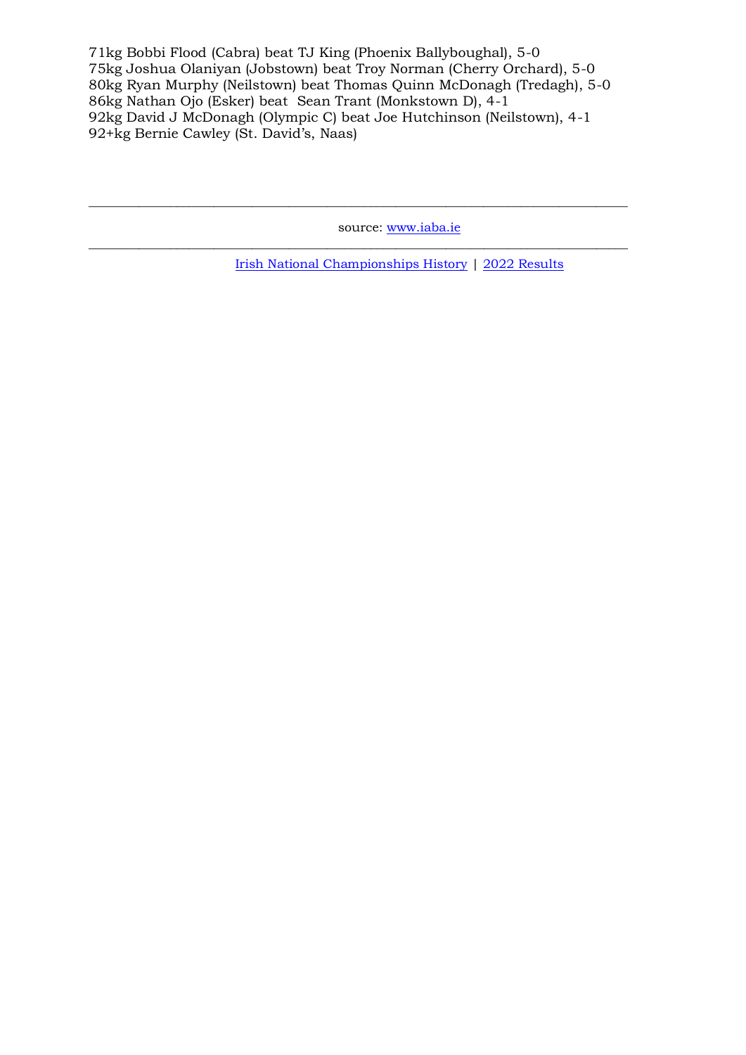71kg Bobbi Flood (Cabra) beat TJ King (Phoenix Ballyboughal), 5-0
75kg Joshua Olaniyan (Jobstown) beat Troy Norman (Cherry Orchard), 5-0
80kg Ryan Murphy (Neilstown) beat Thomas Quinn McDonagh (Tredagh), 5-0
86kg Nathan Ojo (Esker) beat Sean Trant (Monkstown D), 4-1
92kg David J McDonagh (Olympic C) beat Joe Hutchinson (Neilstown), 4-1
92+kg Bernie Cawley (St. David's, Naas)

---

source: www.iaba.ie

---

Irish National Championships History | 2022 Results